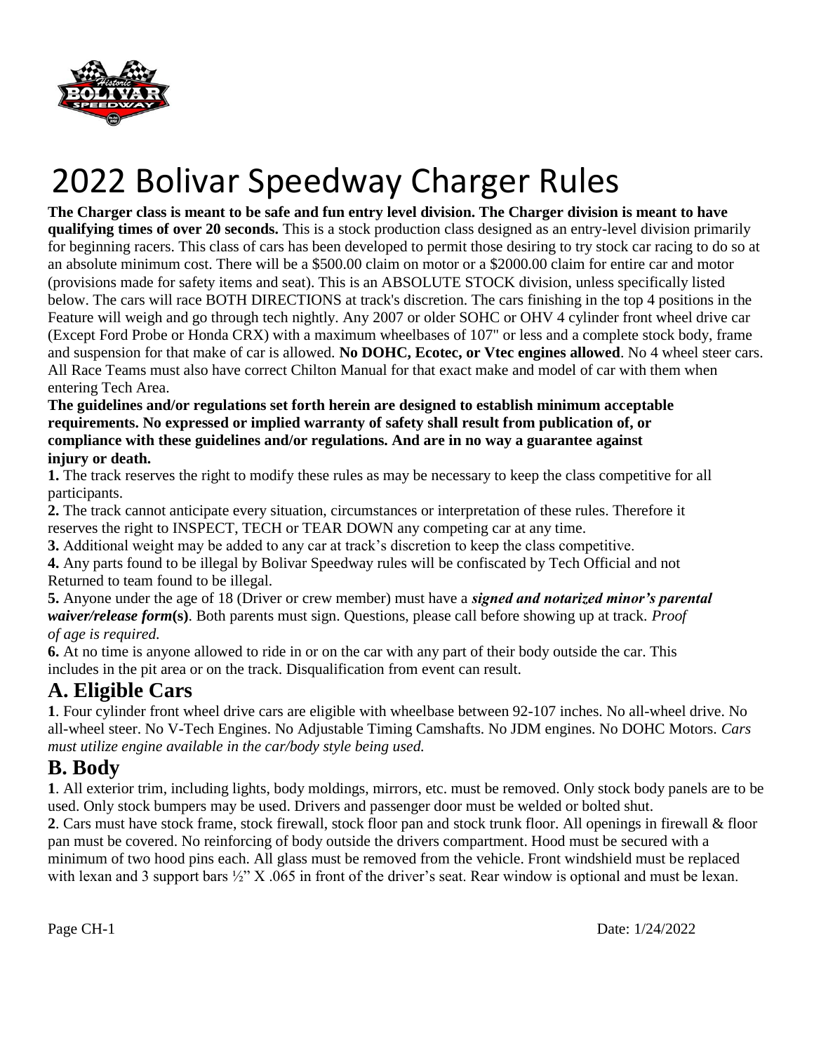# 2022 Bolivar Speedway Charger Rules

**The Charger class is meant to be safe and fun entry level division. The Charger division is meant to have qualifying times of over 20 seconds.** This is a stock production class designed as an entry-level division primarily for beginning racers. This class of cars has been developed to permit those desiring to try stock car racing to do so at an absolute minimum cost. There will be a $500.00 claim on motor or a $2000.00 claim for entire car and motor (provisions made for safety items and seat). This is an ABSOLUTE STOCK division, unless specifically listed below. The cars will race BOTH DIRECTIONS at track's discretion. The cars finishing in the top 4 positions in the Feature will weigh and go through tech nightly. Any 2007 or older SOHC or OHV 4 cylinder front wheel drive car (Except Ford Probe or Honda CRX) with a maximum wheelbases of 107" or less and a complete stock body, frame and suspension for that make of car is allowed. **No DOHC, Ecotec, or Vtec engines allowed**. No 4 wheel steer cars. All Race Teams must also have correct Chilton Manual for that exact make and model of car with them when entering Tech Area.

**The guidelines and/or regulations set forth herein are designed to establish minimum acceptable requirements. No expressed or implied warranty of safety shall result from publication of, or compliance with these guidelines and/or regulations. And are in no way a guarantee against injury or death.**

**1.** The track reserves the right to modify these rules as may be necessary to keep the class competitive for all participants.

**2.** The track cannot anticipate every situation, circumstances or interpretation of these rules. Therefore it reserves the right to INSPECT, TECH or TEAR DOWN any competing car at any time.

**3.** Additional weight may be added to any car at track's discretion to keep the class competitive.

**4.** Any parts found to be illegal by Bolivar Speedway rules will be confiscated by Tech Official and not Returned to team found to be illegal.

**5.** Anyone under the age of 18 (Driver or crew member) must have a ***signed and notarized minor's parental waiver/release form*****(s)**. Both parents must sign. Questions, please call before showing up at track. *Proof of age is required.*

**6.** At no time is anyone allowed to ride in or on the car with any part of their body outside the car. This includes in the pit area or on the track. Disqualification from event can result.

## A. Eligible Cars

**1**. Four cylinder front wheel drive cars are eligible with wheelbase between 92-107 inches. No all-wheel drive. No all-wheel steer. No V-Tech Engines. No Adjustable Timing Camshafts. No JDM engines. No DOHC Motors. *Cars must utilize engine available in the car/body style being used.*

## B. Body

**1**. All exterior trim, including lights, body moldings, mirrors, etc. must be removed. Only stock body panels are to be used. Only stock bumpers may be used. Drivers and passenger door must be welded or bolted shut.

**2**. Cars must have stock frame, stock firewall, stock floor pan and stock trunk floor. All openings in firewall & floor pan must be covered. No reinforcing of body outside the drivers compartment. Hood must be secured with a minimum of two hood pins each. All glass must be removed from the vehicle. Front windshield must be replaced with lexan and 3 support bars ½" X .065 in front of the driver's seat. Rear window is optional and must be lexan.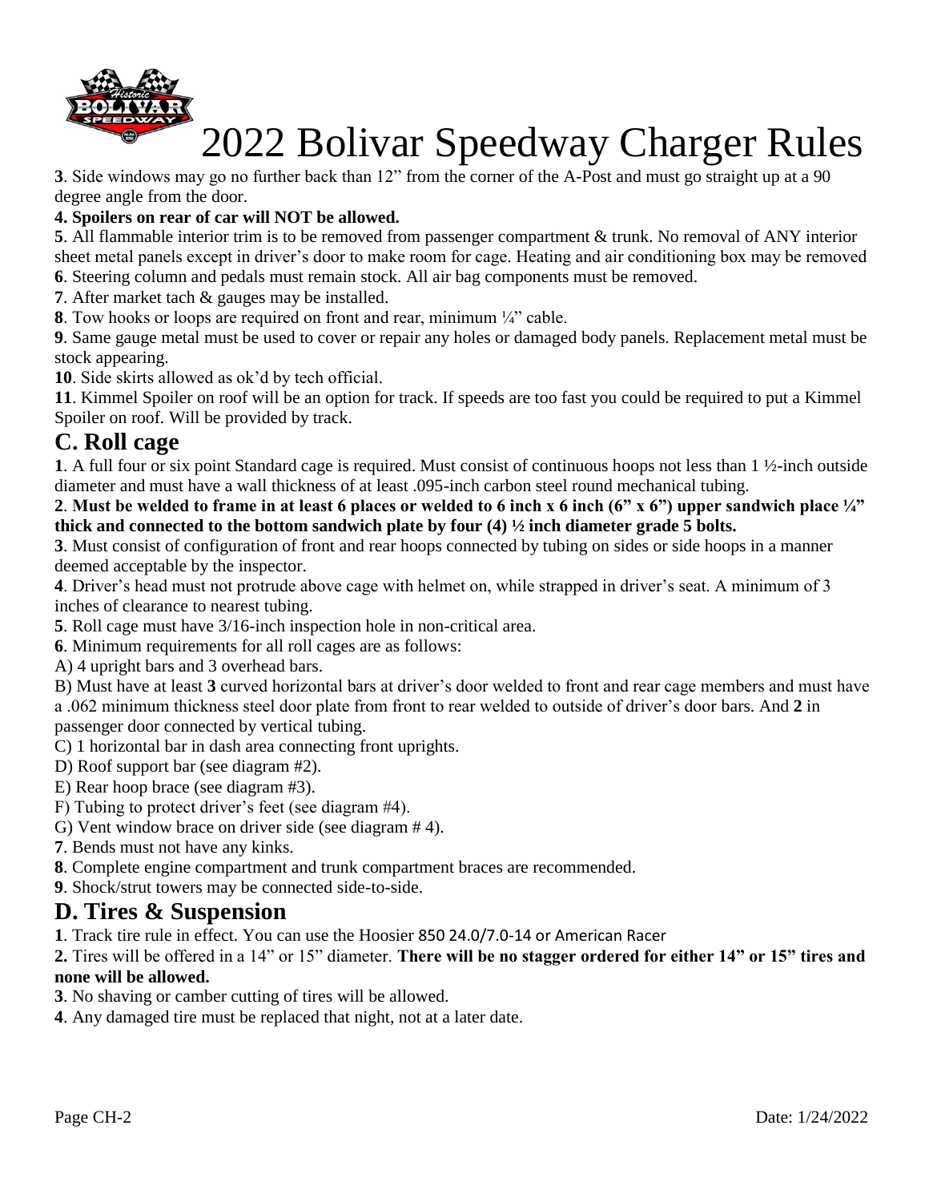# 2022 Bolivar Speedway Charger Rules

**3**. Side windows may go no further back than 12" from the corner of the A-Post and must go straight up at a 90 degree angle from the door.

**4. Spoilers on rear of car will NOT be allowed.**

**5**. All flammable interior trim is to be removed from passenger compartment & trunk. No removal of ANY interior sheet metal panels except in driver's door to make room for cage. Heating and air conditioning box may be removed

**6**. Steering column and pedals must remain stock. All air bag components must be removed.

**7**. After market tach & gauges may be installed.

**8**. Tow hooks or loops are required on front and rear, minimum ¼" cable.

**9**. Same gauge metal must be used to cover or repair any holes or damaged body panels. Replacement metal must be stock appearing.

**10**. Side skirts allowed as ok'd by tech official.

**11**. Kimmel Spoiler on roof will be an option for track. If speeds are too fast you could be required to put a Kimmel Spoiler on roof. Will be provided by track.

## C. Roll cage

**1**. A full four or six point Standard cage is required. Must consist of continuous hoops not less than 1 ½-inch outside diameter and must have a wall thickness of at least .095-inch carbon steel round mechanical tubing.

**2**. **Must be welded to frame in at least 6 places or welded to 6 inch x 6 inch (6" x 6") upper sandwich place ¼" thick and connected to the bottom sandwich plate by four (4) ½ inch diameter grade 5 bolts.**

**3**. Must consist of configuration of front and rear hoops connected by tubing on sides or side hoops in a manner deemed acceptable by the inspector.

**4**. Driver's head must not protrude above cage with helmet on, while strapped in driver's seat. A minimum of 3 inches of clearance to nearest tubing.

**5**. Roll cage must have 3/16-inch inspection hole in non-critical area.

**6**. Minimum requirements for all roll cages are as follows:

A) 4 upright bars and 3 overhead bars.

B) Must have at least **3** curved horizontal bars at driver's door welded to front and rear cage members and must have a .062 minimum thickness steel door plate from front to rear welded to outside of driver's door bars. And **2** in passenger door connected by vertical tubing.

C) 1 horizontal bar in dash area connecting front uprights.

D) Roof support bar (see diagram #2).

E) Rear hoop brace (see diagram #3).

F) Tubing to protect driver's feet (see diagram #4).

G) Vent window brace on driver side (see diagram # 4).

**7**. Bends must not have any kinks.

**8**. Complete engine compartment and trunk compartment braces are recommended.

**9**. Shock/strut towers may be connected side-to-side.

## D. Tires & Suspension

**1**. Track tire rule in effect. You can use the Hoosier 850 24.0/7.0-14 or American Racer

**2.** Tires will be offered in a 14" or 15" diameter. **There will be no stagger ordered for either 14" or 15" tires and none will be allowed.**

**3**. No shaving or camber cutting of tires will be allowed.

**4**. Any damaged tire must be replaced that night, not at a later date.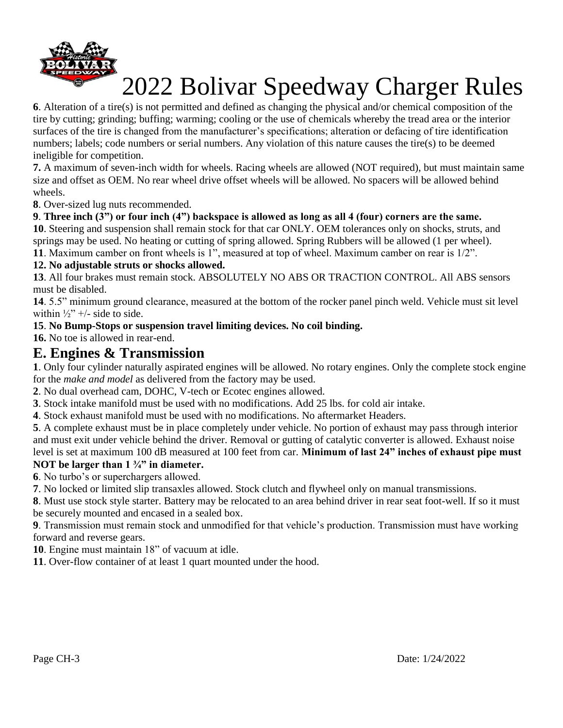# 2022 Bolivar Speedway Charger Rules

**6**. Alteration of a tire(s) is not permitted and defined as changing the physical and/or chemical composition of the tire by cutting; grinding; buffing; warming; cooling or the use of chemicals whereby the tread area or the interior surfaces of the tire is changed from the manufacturer's specifications; alteration or defacing of tire identification numbers; labels; code numbers or serial numbers. Any violation of this nature causes the tire(s) to be deemed ineligible for competition.

**7.** A maximum of seven-inch width for wheels. Racing wheels are allowed (NOT required), but must maintain same size and offset as OEM. No rear wheel drive offset wheels will be allowed. No spacers will be allowed behind wheels.

**8**. Over-sized lug nuts recommended.

**9**. **Three inch (3") or four inch (4") backspace is allowed as long as all 4 (four) corners are the same.**

**10**. Steering and suspension shall remain stock for that car ONLY. OEM tolerances only on shocks, struts, and springs may be used. No heating or cutting of spring allowed. Spring Rubbers will be allowed (1 per wheel).

**11**. Maximum camber on front wheels is 1", measured at top of wheel. Maximum camber on rear is 1/2".

**12. No adjustable struts or shocks allowed.**

**13**. All four brakes must remain stock. ABSOLUTELY NO ABS OR TRACTION CONTROL. All ABS sensors must be disabled.

**14**. 5.5" minimum ground clearance, measured at the bottom of the rocker panel pinch weld. Vehicle must sit level within ½" +/- side to side.

**15**. **No Bump-Stops or suspension travel limiting devices. No coil binding.**

**16.** No toe is allowed in rear-end.

## E. Engines & Transmission

**1**. Only four cylinder naturally aspirated engines will be allowed. No rotary engines. Only the complete stock engine for the *make and model* as delivered from the factory may be used.

**2**. No dual overhead cam, DOHC, V-tech or Ecotec engines allowed.

**3**. Stock intake manifold must be used with no modifications. Add 25 lbs. for cold air intake.

**4**. Stock exhaust manifold must be used with no modifications. No aftermarket Headers.

**5**. A complete exhaust must be in place completely under vehicle. No portion of exhaust may pass through interior and must exit under vehicle behind the driver. Removal or gutting of catalytic converter is allowed. Exhaust noise level is set at maximum 100 dB measured at 100 feet from car. **Minimum of last 24" inches of exhaust pipe must NOT be larger than 1 ¾" in diameter.**

**6**. No turbo's or superchargers allowed.

**7**. No locked or limited slip transaxles allowed. Stock clutch and flywheel only on manual transmissions.

**8**. Must use stock style starter. Battery may be relocated to an area behind driver in rear seat foot-well. If so it must be securely mounted and encased in a sealed box.

**9**. Transmission must remain stock and unmodified for that vehicle's production. Transmission must have working forward and reverse gears.

**10**. Engine must maintain 18" of vacuum at idle.

**11**. Over-flow container of at least 1 quart mounted under the hood.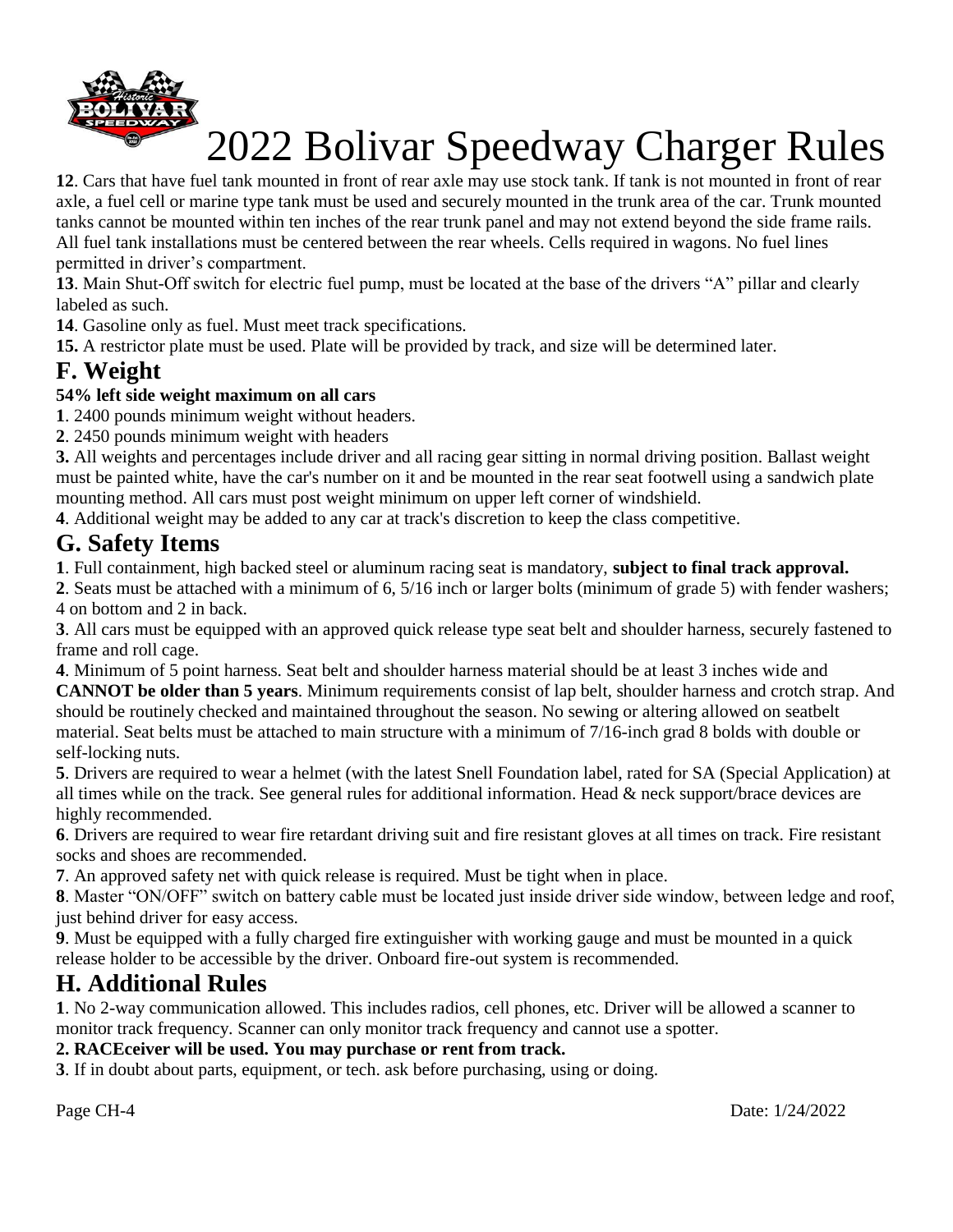# 2022 Bolivar Speedway Charger Rules

**12**. Cars that have fuel tank mounted in front of rear axle may use stock tank. If tank is not mounted in front of rear axle, a fuel cell or marine type tank must be used and securely mounted in the trunk area of the car. Trunk mounted tanks cannot be mounted within ten inches of the rear trunk panel and may not extend beyond the side frame rails. All fuel tank installations must be centered between the rear wheels. Cells required in wagons. No fuel lines permitted in driver's compartment.

**13**. Main Shut-Off switch for electric fuel pump, must be located at the base of the drivers "A" pillar and clearly labeled as such.

**14**. Gasoline only as fuel. Must meet track specifications.

**15.** A restrictor plate must be used. Plate will be provided by track, and size will be determined later.

## F. Weight

**54% left side weight maximum on all cars**

**1**. 2400 pounds minimum weight without headers.

**2**. 2450 pounds minimum weight with headers

**3.** All weights and percentages include driver and all racing gear sitting in normal driving position. Ballast weight must be painted white, have the car's number on it and be mounted in the rear seat footwell using a sandwich plate mounting method. All cars must post weight minimum on upper left corner of windshield.

**4**. Additional weight may be added to any car at track's discretion to keep the class competitive.

## G. Safety Items

**1**. Full containment, high backed steel or aluminum racing seat is mandatory, **subject to final track approval.**

**2**. Seats must be attached with a minimum of 6, 5/16 inch or larger bolts (minimum of grade 5) with fender washers; 4 on bottom and 2 in back.

**3**. All cars must be equipped with an approved quick release type seat belt and shoulder harness, securely fastened to frame and roll cage.

**4**. Minimum of 5 point harness. Seat belt and shoulder harness material should be at least 3 inches wide and **CANNOT be older than 5 years**. Minimum requirements consist of lap belt, shoulder harness and crotch strap. And should be routinely checked and maintained throughout the season. No sewing or altering allowed on seatbelt material. Seat belts must be attached to main structure with a minimum of 7/16-inch grad 8 bolds with double or self-locking nuts.

**5**. Drivers are required to wear a helmet (with the latest Snell Foundation label, rated for SA (Special Application) at all times while on the track. See general rules for additional information. Head & neck support/brace devices are highly recommended.

**6**. Drivers are required to wear fire retardant driving suit and fire resistant gloves at all times on track. Fire resistant socks and shoes are recommended.

**7**. An approved safety net with quick release is required. Must be tight when in place.

**8**. Master "ON/OFF" switch on battery cable must be located just inside driver side window, between ledge and roof, just behind driver for easy access.

**9**. Must be equipped with a fully charged fire extinguisher with working gauge and must be mounted in a quick release holder to be accessible by the driver. Onboard fire-out system is recommended.

## H. Additional Rules

**1**. No 2-way communication allowed. This includes radios, cell phones, etc. Driver will be allowed a scanner to monitor track frequency. Scanner can only monitor track frequency and cannot use a spotter.

**2. RACEceiver will be used. You may purchase or rent from track.**

**3**. If in doubt about parts, equipment, or tech. ask before purchasing, using or doing.

Date: 1/24/2022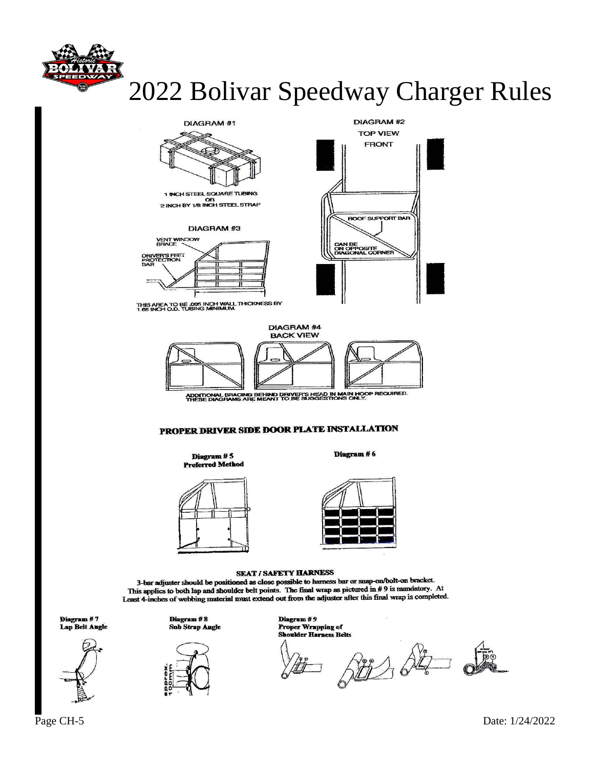# 2022 Bolivar Speedway Charger Rules

DIAGRAM #1

1 INCH STEEL SQUARE TUBING
OR
2 INCH BY 1/8 INCH STEEL STRAP

DIAGRAM #2
TOP VIEW
FRONT

ROOF SUPPORT BAR

CAN BE
ON OPPOSITE
DIAGONAL CORNER

DIAGRAM #3

VENT WINDOW BRACE

DRIVER'S FEET PROTECTION BAR

THIS AREA TO BE .095 INCH WALL THICKNESS BY 1.66 INCH O.D. TUBING MINIMUM.

DIAGRAM #4
BACK VIEW

ADDITIONAL BRACING BEHIND DRIVER'S HEAD IN MAIN HOOP REQUIRED.
THESE DIAGRAMS ARE MEANT TO BE SUGGESTIONS ONLY.

## PROPER DRIVER SIDE DOOR PLATE INSTALLATION

**Diagram # 5**
**Preferred Method**

**Diagram # 6**

### SEAT / SAFETY HARNESS

3-bar adjuster should be positioned as close possible to harness bar or snap-on/bolt-on bracket. This applies to both lap and shoulder belt points. The final wrap as pictured in # 9 is mandatory. At Least 4-inches of webbing material must extend out from the adjuster after this final wrap is completed.

**Diagram # 7**
**Lap Belt Angle**

**Diagram # 8**
**Sub Strap Angle**

**Diagram # 9**
**Proper Wrapping of Shoulder Harness Belts**